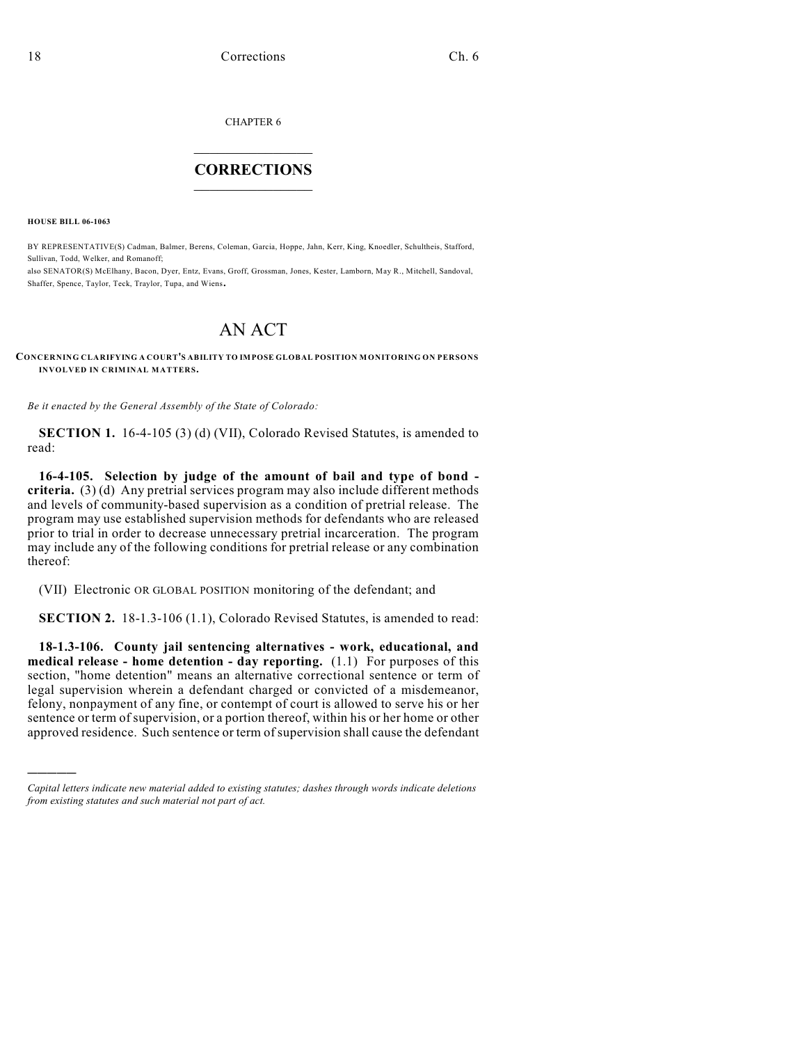CHAPTER 6

## CORRECTIONS

**HOUSE BILL 06-1063**

BY REPRESENTATIVE(S) Cadman, Balmer, Berens, Coleman, Garcia, Hoppe, Jahn, Kerr, King, Knoedler, Schultheis, Stafford, Sullivan, Todd, Welker, and Romanoff;
also SENATOR(S) McElhany, Bacon, Dyer, Entz, Evans, Groff, Grossman, Jones, Kester, Lamborn, May R., Mitchell, Sandoval, Shaffer, Spence, Taylor, Teck, Traylor, Tupa, and Wiens.

# AN ACT

**CONCERNING CLARIFYING A COURT'S ABILITY TO IMPOSE GLOBAL POSITION MONITORING ON PERSONS INVOLVED IN CRIMINAL MATTERS.**

*Be it enacted by the General Assembly of the State of Colorado:*

**SECTION 1.** 16-4-105 (3) (d) (VII), Colorado Revised Statutes, is amended to read:

**16-4-105. Selection by judge of the amount of bail and type of bond - criteria.** (3) (d) Any pretrial services program may also include different methods and levels of community-based supervision as a condition of pretrial release. The program may use established supervision methods for defendants who are released prior to trial in order to decrease unnecessary pretrial incarceration. The program may include any of the following conditions for pretrial release or any combination thereof:

(VII) Electronic OR GLOBAL POSITION monitoring of the defendant; and

**SECTION 2.** 18-1.3-106 (1.1), Colorado Revised Statutes, is amended to read:

**18-1.3-106. County jail sentencing alternatives - work, educational, and medical release - home detention - day reporting.** (1.1) For purposes of this section, "home detention" means an alternative correctional sentence or term of legal supervision wherein a defendant charged or convicted of a misdemeanor, felony, nonpayment of any fine, or contempt of court is allowed to serve his or her sentence or term of supervision, or a portion thereof, within his or her home or other approved residence. Such sentence or term of supervision shall cause the defendant

---

*Capital letters indicate new material added to existing statutes; dashes through words indicate deletions from existing statutes and such material not part of act.*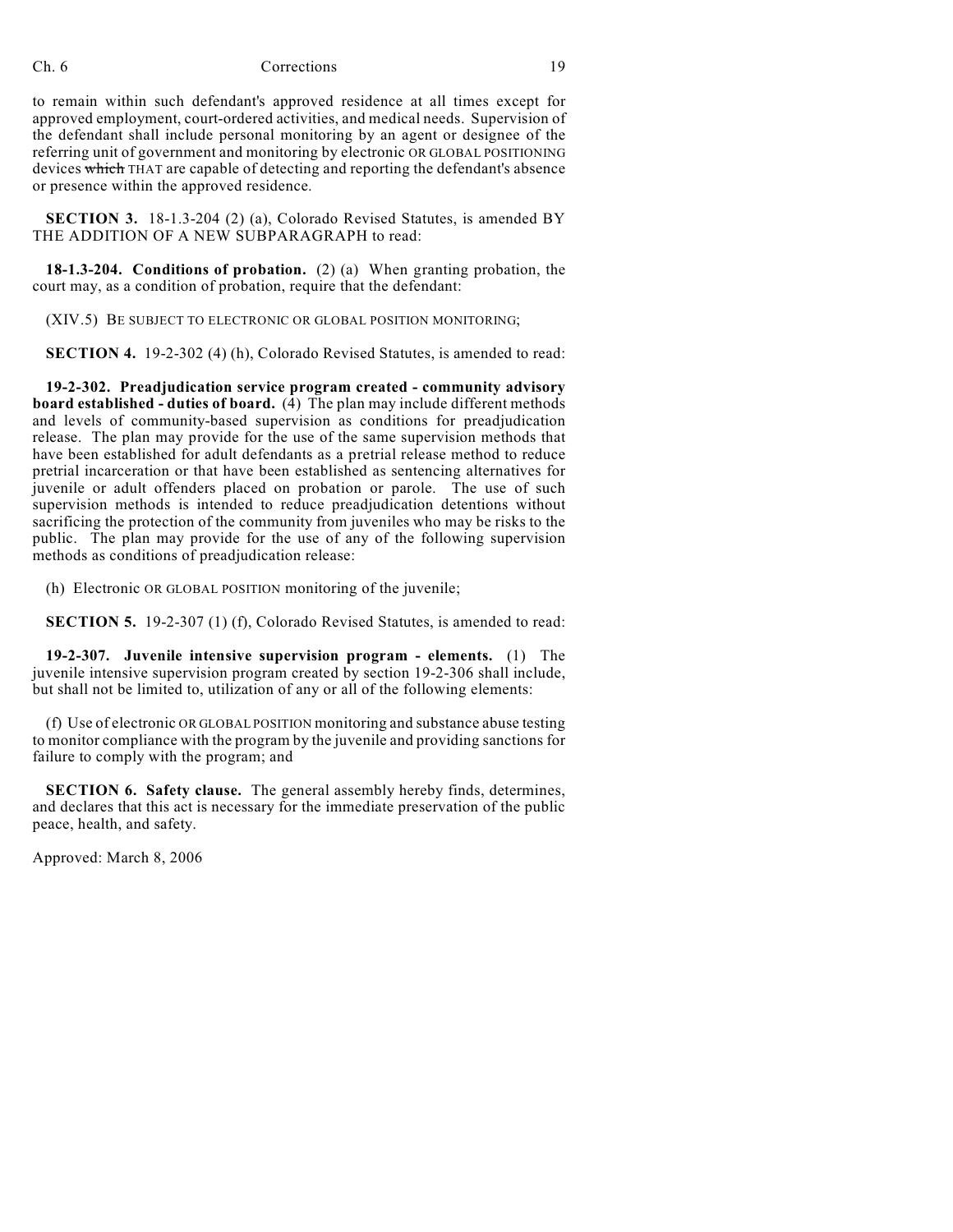to remain within such defendant's approved residence at all times except for approved employment, court-ordered activities, and medical needs. Supervision of the defendant shall include personal monitoring by an agent or designee of the referring unit of government and monitoring by electronic OR GLOBAL POSITIONING devices ~~which~~ THAT are capable of detecting and reporting the defendant's absence or presence within the approved residence.

**SECTION 3.** 18-1.3-204 (2) (a), Colorado Revised Statutes, is amended BY THE ADDITION OF A NEW SUBPARAGRAPH to read:

**18-1.3-204. Conditions of probation.** (2) (a) When granting probation, the court may, as a condition of probation, require that the defendant:

(XIV.5) BE SUBJECT TO ELECTRONIC OR GLOBAL POSITION MONITORING;

**SECTION 4.** 19-2-302 (4) (h), Colorado Revised Statutes, is amended to read:

**19-2-302. Preadjudication service program created - community advisory board established - duties of board.** (4) The plan may include different methods and levels of community-based supervision as conditions for preadjudication release. The plan may provide for the use of the same supervision methods that have been established for adult defendants as a pretrial release method to reduce pretrial incarceration or that have been established as sentencing alternatives for juvenile or adult offenders placed on probation or parole. The use of such supervision methods is intended to reduce preadjudication detentions without sacrificing the protection of the community from juveniles who may be risks to the public. The plan may provide for the use of any of the following supervision methods as conditions of preadjudication release:

(h) Electronic OR GLOBAL POSITION monitoring of the juvenile;

**SECTION 5.** 19-2-307 (1) (f), Colorado Revised Statutes, is amended to read:

**19-2-307. Juvenile intensive supervision program - elements.** (1) The juvenile intensive supervision program created by section 19-2-306 shall include, but shall not be limited to, utilization of any or all of the following elements:

(f) Use of electronic OR GLOBAL POSITION monitoring and substance abuse testing to monitor compliance with the program by the juvenile and providing sanctions for failure to comply with the program; and

**SECTION 6. Safety clause.** The general assembly hereby finds, determines, and declares that this act is necessary for the immediate preservation of the public peace, health, and safety.

Approved: March 8, 2006